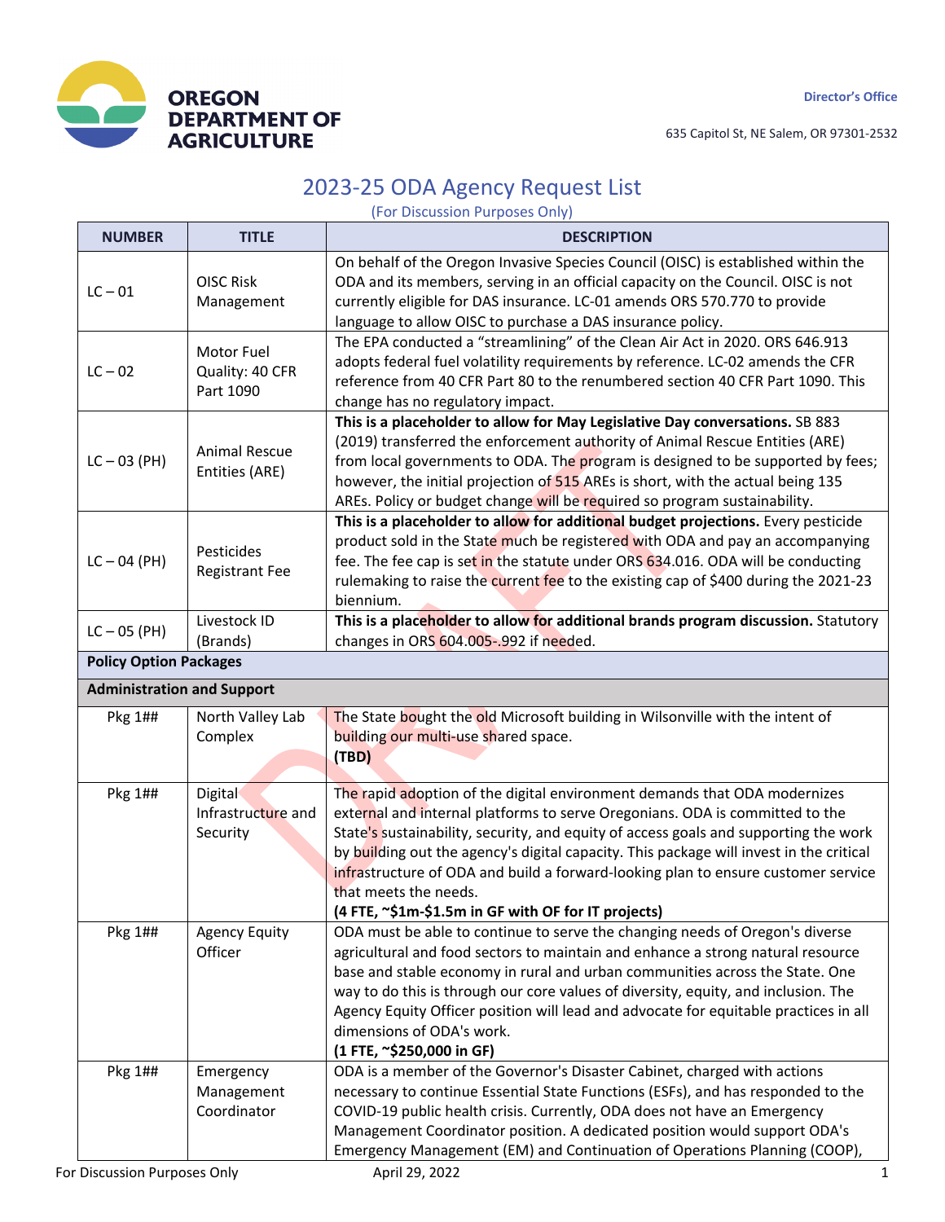**OREGON DEPARTMENT OF AGRICULTURE**

Director's Office

635 Capitol St, NE Salem, OR 97301-2532

# 2023-25 ODA Agency Request List

(For Discussion Purposes Only)

| NUMBER | TITLE | DESCRIPTION |
|---|---|---|
| LC – 01 | OISC Risk Management | On behalf of the Oregon Invasive Species Council (OISC) is established within the ODA and its members, serving in an official capacity on the Council. OISC is not currently eligible for DAS insurance. LC-01 amends ORS 570.770 to provide language to allow OISC to purchase a DAS insurance policy. |
| LC – 02 | Motor Fuel Quality: 40 CFR Part 1090 | The EPA conducted a "streamlining" of the Clean Air Act in 2020. ORS 646.913 adopts federal fuel volatility requirements by reference. LC-02 amends the CFR reference from 40 CFR Part 80 to the renumbered section 40 CFR Part 1090. This change has no regulatory impact. |
| LC – 03 (PH) | Animal Rescue Entities (ARE) | **This is a placeholder to allow for May Legislative Day conversations.** SB 883 (2019) transferred the enforcement authority of Animal Rescue Entities (ARE) from local governments to ODA. The program is designed to be supported by fees; however, the initial projection of 515 AREs is short, with the actual being 135 AREs. Policy or budget change will be required so program sustainability. |
| LC – 04 (PH) | Pesticides Registrant Fee | **This is a placeholder to allow for additional budget projections.** Every pesticide product sold in the State much be registered with ODA and pay an accompanying fee. The fee cap is set in the statute under ORS 634.016. ODA will be conducting rulemaking to raise the current fee to the existing cap of $400 during the 2021-23 biennium. |
| LC – 05 (PH) | Livestock ID (Brands) | **This is a placeholder to allow for additional brands program discussion.** Statutory changes in ORS 604.005-.992 if needed. |
| **Policy Option Packages** | | |
| **Administration and Support** | | |
| Pkg 1## | North Valley Lab Complex | The State bought the old Microsoft building in Wilsonville with the intent of building our multi-use shared space.<br>**(TBD)** |
| Pkg 1## | Digital Infrastructure and Security | The rapid adoption of the digital environment demands that ODA modernizes external and internal platforms to serve Oregonians. ODA is committed to the State's sustainability, security, and equity of access goals and supporting the work by building out the agency's digital capacity. This package will invest in the critical infrastructure of ODA and build a forward-looking plan to ensure customer service that meets the needs.<br>**(4 FTE, ~$1m-$1.5m in GF with OF for IT projects)** |
| Pkg 1## | Agency Equity Officer | ODA must be able to continue to serve the changing needs of Oregon's diverse agricultural and food sectors to maintain and enhance a strong natural resource base and stable economy in rural and urban communities across the State. One way to do this is through our core values of diversity, equity, and inclusion. The Agency Equity Officer position will lead and advocate for equitable practices in all dimensions of ODA's work.<br>**(1 FTE, ~$250,000 in GF)** |
| Pkg 1## | Emergency Management Coordinator | ODA is a member of the Governor's Disaster Cabinet, charged with actions necessary to continue Essential State Functions (ESFs), and has responded to the COVID-19 public health crisis. Currently, ODA does not have an Emergency Management Coordinator position. A dedicated position would support ODA's Emergency Management (EM) and Continuation of Operations Planning (COOP), |

For Discussion Purposes Only April 29, 2022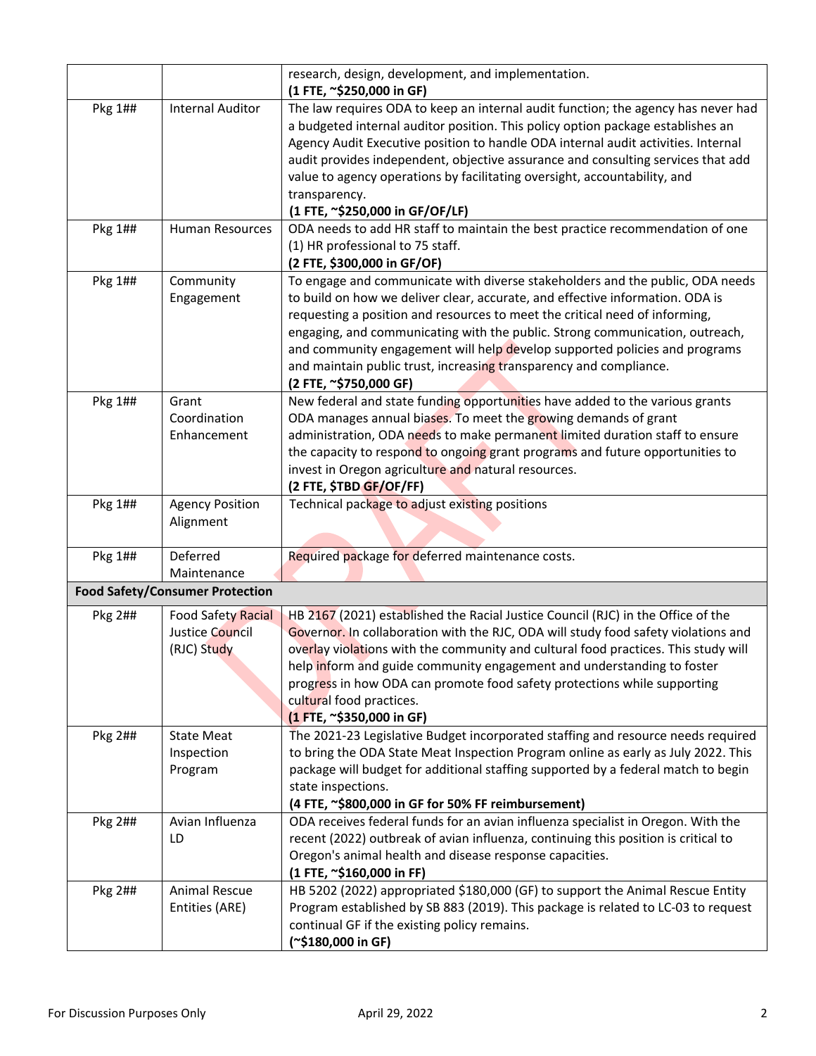| | | |
|---|---|---|
| | | research, design, development, and implementation.<br>**(1 FTE, ~$250,000 in GF)** |
| Pkg 1## | Internal Auditor | The law requires ODA to keep an internal audit function; the agency has never had a budgeted internal auditor position. This policy option package establishes an Agency Audit Executive position to handle ODA internal audit activities. Internal audit provides independent, objective assurance and consulting services that add value to agency operations by facilitating oversight, accountability, and transparency.<br>**(1 FTE, ~$250,000 in GF/OF/LF)** |
| Pkg 1## | Human Resources | ODA needs to add HR staff to maintain the best practice recommendation of one (1) HR professional to 75 staff.<br>**(2 FTE, $300,000 in GF/OF)** |
| Pkg 1## | Community Engagement | To engage and communicate with diverse stakeholders and the public, ODA needs to build on how we deliver clear, accurate, and effective information. ODA is requesting a position and resources to meet the critical need of informing, engaging, and communicating with the public. Strong communication, outreach, and community engagement will help develop supported policies and programs and maintain public trust, increasing transparency and compliance.<br>**(2 FTE, ~$750,000 GF)** |
| Pkg 1## | Grant Coordination Enhancement | New federal and state funding opportunities have added to the various grants ODA manages annual biases. To meet the growing demands of grant administration, ODA needs to make permanent limited duration staff to ensure the capacity to respond to ongoing grant programs and future opportunities to invest in Oregon agriculture and natural resources.<br>**(2 FTE, $TBD GF/OF/FF)** |
| Pkg 1## | Agency Position Alignment | Technical package to adjust existing positions |
| Pkg 1## | Deferred Maintenance | Required package for deferred maintenance costs. |
| **Food Safety/Consumer Protection** | | |
| Pkg 2## | Food Safety Racial Justice Council (RJC) Study | HB 2167 (2021) established the Racial Justice Council (RJC) in the Office of the Governor. In collaboration with the RJC, ODA will study food safety violations and overlay violations with the community and cultural food practices. This study will help inform and guide community engagement and understanding to foster progress in how ODA can promote food safety protections while supporting cultural food practices.<br>**(1 FTE, ~$350,000 in GF)** |
| Pkg 2## | State Meat Inspection Program | The 2021-23 Legislative Budget incorporated staffing and resource needs required to bring the ODA State Meat Inspection Program online as early as July 2022. This package will budget for additional staffing supported by a federal match to begin state inspections.<br>**(4 FTE, ~$800,000 in GF for 50% FF reimbursement)** |
| Pkg 2## | Avian Influenza LD | ODA receives federal funds for an avian influenza specialist in Oregon. With the recent (2022) outbreak of avian influenza, continuing this position is critical to Oregon's animal health and disease response capacities.<br>**(1 FTE, ~$160,000 in FF)** |
| Pkg 2## | Animal Rescue Entities (ARE) | HB 5202 (2022) appropriated $180,000 (GF) to support the Animal Rescue Entity Program established by SB 883 (2019). This package is related to LC-03 to request continual GF if the existing policy remains.<br>**(~$180,000 in GF)** |

For Discussion Purposes Only — April 29, 2022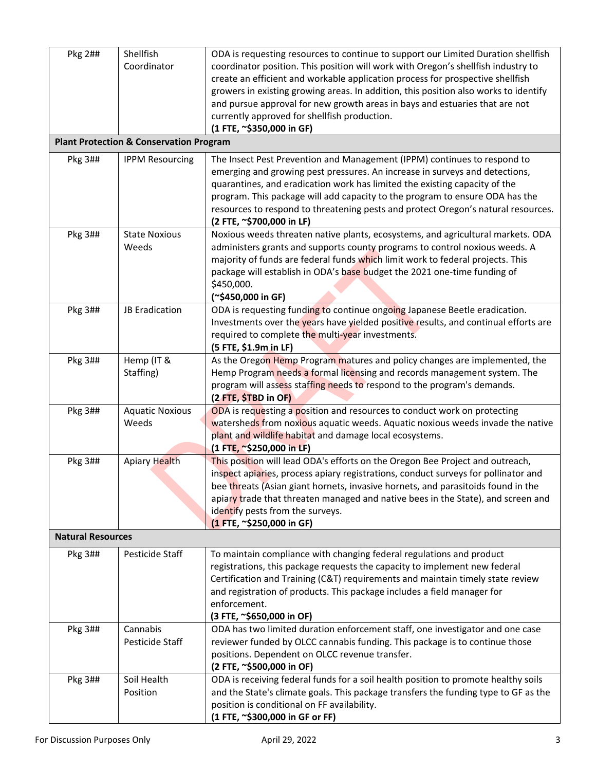| | | |
|---|---|---|
| Pkg 2## | Shellfish Coordinator | ODA is requesting resources to continue to support our Limited Duration shellfish coordinator position. This position will work with Oregon's shellfish industry to create an efficient and workable application process for prospective shellfish growers in existing growing areas. In addition, this position also works to identify and pursue approval for new growth areas in bays and estuaries that are not currently approved for shellfish production. **(1 FTE, ~$350,000 in GF)** |
| **Plant Protection & Conservation Program** | | |
| Pkg 3## | IPPM Resourcing | The Insect Pest Prevention and Management (IPPM) continues to respond to emerging and growing pest pressures. An increase in surveys and detections, quarantines, and eradication work has limited the existing capacity of the program. This package will add capacity to the program to ensure ODA has the resources to respond to threatening pests and protect Oregon's natural resources. **(2 FTE, ~$700,000 in LF)** |
| Pkg 3## | State Noxious Weeds | Noxious weeds threaten native plants, ecosystems, and agricultural markets. ODA administers grants and supports county programs to control noxious weeds. A majority of funds are federal funds which limit work to federal projects. This package will establish in ODA's base budget the 2021 one-time funding of $450,000. **(~$450,000 in GF)** |
| Pkg 3## | JB Eradication | ODA is requesting funding to continue ongoing Japanese Beetle eradication. Investments over the years have yielded positive results, and continual efforts are required to complete the multi-year investments. **(5 FTE, $1.9m in LF)** |
| Pkg 3## | Hemp (IT & Staffing) | As the Oregon Hemp Program matures and policy changes are implemented, the Hemp Program needs a formal licensing and records management system. The program will assess staffing needs to respond to the program's demands. **(2 FTE, $TBD in OF)** |
| Pkg 3## | Aquatic Noxious Weeds | ODA is requesting a position and resources to conduct work on protecting watersheds from noxious aquatic weeds. Aquatic noxious weeds invade the native plant and wildlife habitat and damage local ecosystems. **(1 FTE, ~$250,000 in LF)** |
| Pkg 3## | Apiary Health | This position will lead ODA's efforts on the Oregon Bee Project and outreach, inspect apiaries, process apiary registrations, conduct surveys for pollinator and bee threats (Asian giant hornets, invasive hornets, and parasitoids found in the apiary trade that threaten managed and native bees in the State), and screen and identify pests from the surveys. **(1 FTE, ~$250,000 in GF)** |
| **Natural Resources** | | |
| Pkg 3## | Pesticide Staff | To maintain compliance with changing federal regulations and product registrations, this package requests the capacity to implement new federal Certification and Training (C&T) requirements and maintain timely state review and registration of products. This package includes a field manager for enforcement. **(3 FTE, ~$650,000 in OF)** |
| Pkg 3## | Cannabis Pesticide Staff | ODA has two limited duration enforcement staff, one investigator and one case reviewer funded by OLCC cannabis funding. This package is to continue those positions. Dependent on OLCC revenue transfer. **(2 FTE, ~$500,000 in OF)** |
| Pkg 3## | Soil Health Position | ODA is receiving federal funds for a soil health position to promote healthy soils and the State's climate goals. This package transfers the funding type to GF as the position is conditional on FF availability. **(1 FTE, ~$300,000 in GF or FF)** |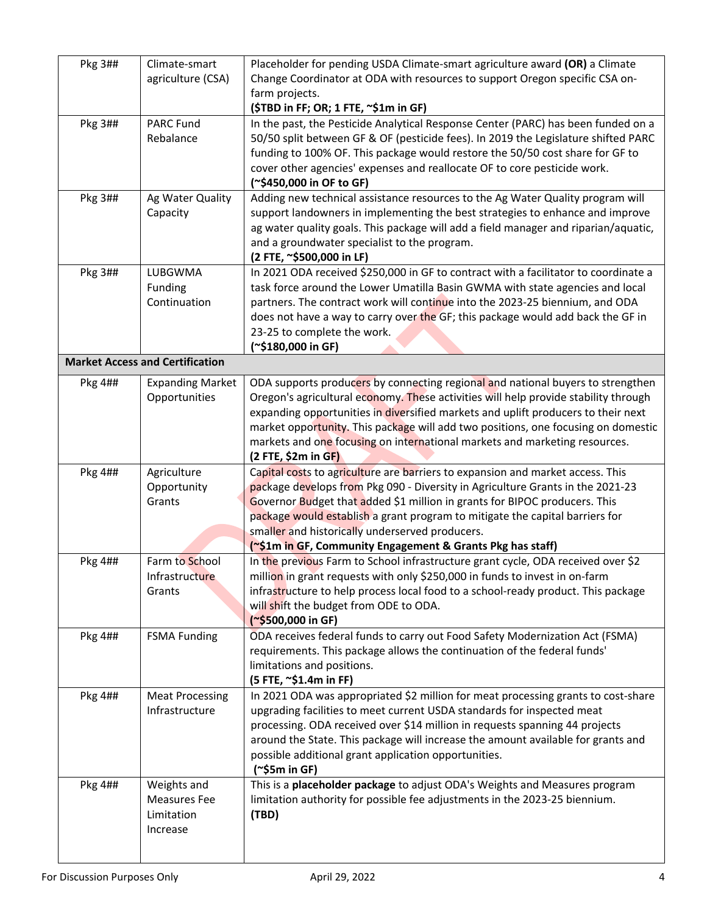| | | |
|---|---|---|
| Pkg 3## | Climate-smart agriculture (CSA) | Placeholder for pending USDA Climate-smart agriculture award **(OR)** a Climate Change Coordinator at ODA with resources to support Oregon specific CSA on-farm projects. **($TBD in FF; OR; 1 FTE, ~$1m in GF)** |
| Pkg 3## | PARC Fund Rebalance | In the past, the Pesticide Analytical Response Center (PARC) has been funded on a 50/50 split between GF & OF (pesticide fees). In 2019 the Legislature shifted PARC funding to 100% OF. This package would restore the 50/50 cost share for GF to cover other agencies' expenses and reallocate OF to core pesticide work. **(~$450,000 in OF to GF)** |
| Pkg 3## | Ag Water Quality Capacity | Adding new technical assistance resources to the Ag Water Quality program will support landowners in implementing the best strategies to enhance and improve ag water quality goals. This package will add a field manager and riparian/aquatic, and a groundwater specialist to the program. **(2 FTE, ~$500,000 in LF)** |
| Pkg 3## | LUBGWMA Funding Continuation | In 2021 ODA received $250,000 in GF to contract with a facilitator to coordinate a task force around the Lower Umatilla Basin GWMA with state agencies and local partners. The contract work will continue into the 2023-25 biennium, and ODA does not have a way to carry over the GF; this package would add back the GF in 23-25 to complete the work. **(~$180,000 in GF)** |
| **Market Access and Certification** | | |
| Pkg 4## | Expanding Market Opportunities | ODA supports producers by connecting regional and national buyers to strengthen Oregon's agricultural economy. These activities will help provide stability through expanding opportunities in diversified markets and uplift producers to their next market opportunity. This package will add two positions, one focusing on domestic markets and one focusing on international markets and marketing resources. **(2 FTE, $2m in GF)** |
| Pkg 4## | Agriculture Opportunity Grants | Capital costs to agriculture are barriers to expansion and market access. This package develops from Pkg 090 - Diversity in Agriculture Grants in the 2021-23 Governor Budget that added $1 million in grants for BIPOC producers. This package would establish a grant program to mitigate the capital barriers for smaller and historically underserved producers. **(~$1m in GF, Community Engagement & Grants Pkg has staff)** |
| Pkg 4## | Farm to School Infrastructure Grants | In the previous Farm to School infrastructure grant cycle, ODA received over $2 million in grant requests with only $250,000 in funds to invest in on-farm infrastructure to help process local food to a school-ready product. This package will shift the budget from ODE to ODA. **(~$500,000 in GF)** |
| Pkg 4## | FSMA Funding | ODA receives federal funds to carry out Food Safety Modernization Act (FSMA) requirements. This package allows the continuation of the federal funds' limitations and positions. **(5 FTE, ~$1.4m in FF)** |
| Pkg 4## | Meat Processing Infrastructure | In 2021 ODA was appropriated $2 million for meat processing grants to cost-share upgrading facilities to meet current USDA standards for inspected meat processing. ODA received over $14 million in requests spanning 44 projects around the State. This package will increase the amount available for grants and possible additional grant application opportunities. **(~$5m in GF)** |
| Pkg 4## | Weights and Measures Fee Limitation Increase | This is a **placeholder package** to adjust ODA's Weights and Measures program limitation authority for possible fee adjustments in the 2023-25 biennium. **(TBD)** |

For Discussion Purposes Only | April 29, 2022